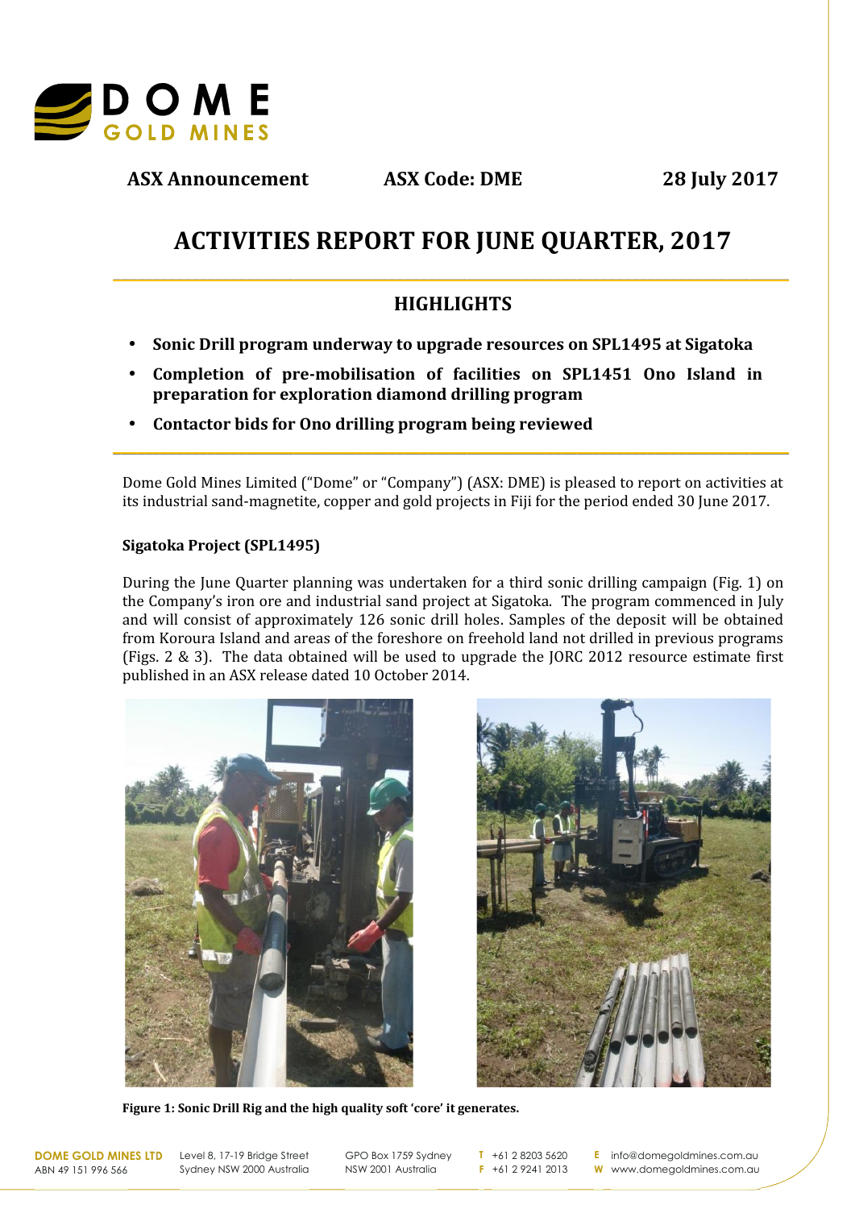ASX Announcement ASX Code: DME 28 July 2017

# ACTIVITIES REPORT FOR JUNE QUARTER, 2017

## HIGHLIGHTS

- **Sonic Drill program underway to upgrade resources on SPL1495 at Sigatoka**
- **Completion of pre-mobilisation of facilities on SPL1451 Ono Island in preparation for exploration diamond drilling program**
- **Contactor bids for Ono drilling program being reviewed**

Dome Gold Mines Limited ("Dome" or "Company") (ASX: DME) is pleased to report on activities at its industrial sand-magnetite, copper and gold projects in Fiji for the period ended 30 June 2017.

### Sigatoka Project (SPL1495)

During the June Quarter planning was undertaken for a third sonic drilling campaign (Fig. 1) on the Company's iron ore and industrial sand project at Sigatoka. The program commenced in July and will consist of approximately 126 sonic drill holes. Samples of the deposit will be obtained from Koroura Island and areas of the foreshore on freehold land not drilled in previous programs (Figs. 2 & 3). The data obtained will be used to upgrade the JORC 2012 resource estimate first published in an ASX release dated 10 October 2014.

**Figure 1: Sonic Drill Rig and the high quality soft 'core' it generates.**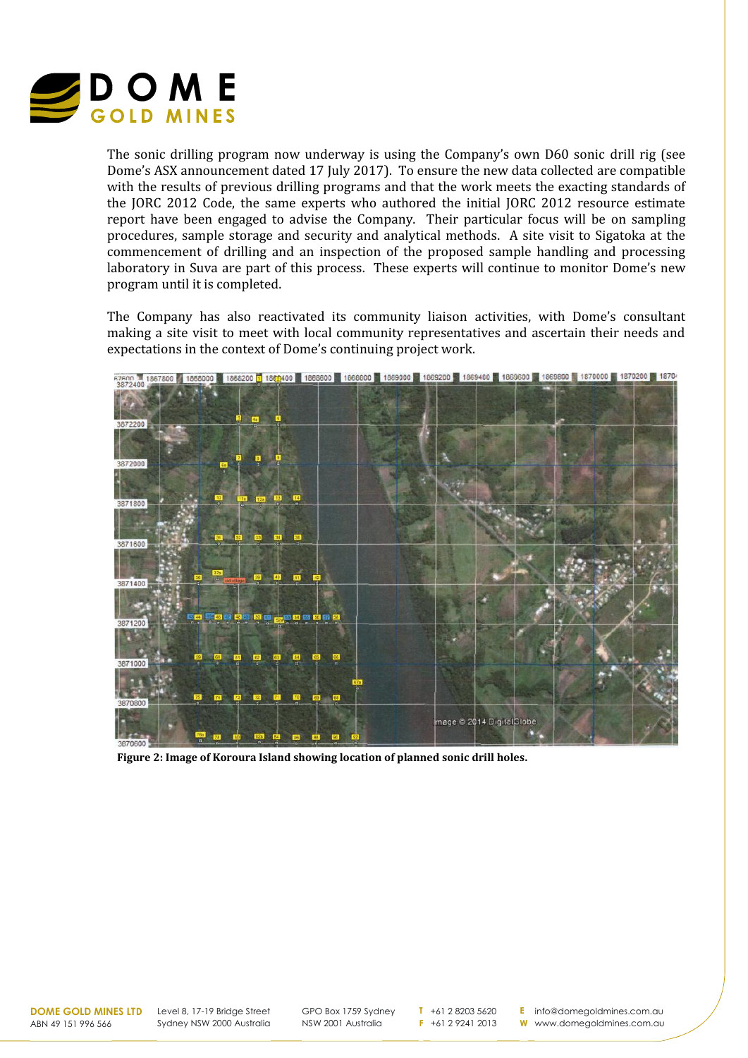The sonic drilling program now underway is using the Company's own D60 sonic drill rig (see Dome's ASX announcement dated 17 July 2017). To ensure the new data collected are compatible with the results of previous drilling programs and that the work meets the exacting standards of the JORC 2012 Code, the same experts who authored the initial JORC 2012 resource estimate report have been engaged to advise the Company. Their particular focus will be on sampling procedures, sample storage and security and analytical methods. A site visit to Sigatoka at the commencement of drilling and an inspection of the proposed sample handling and processing laboratory in Suva are part of this process. These experts will continue to monitor Dome's new program until it is completed.

The Company has also reactivated its community liaison activities, with Dome's consultant making a site visit to meet with local community representatives and ascertain their needs and expectations in the context of Dome's continuing project work.

**Figure 2: Image of Koroura Island showing location of planned sonic drill holes.**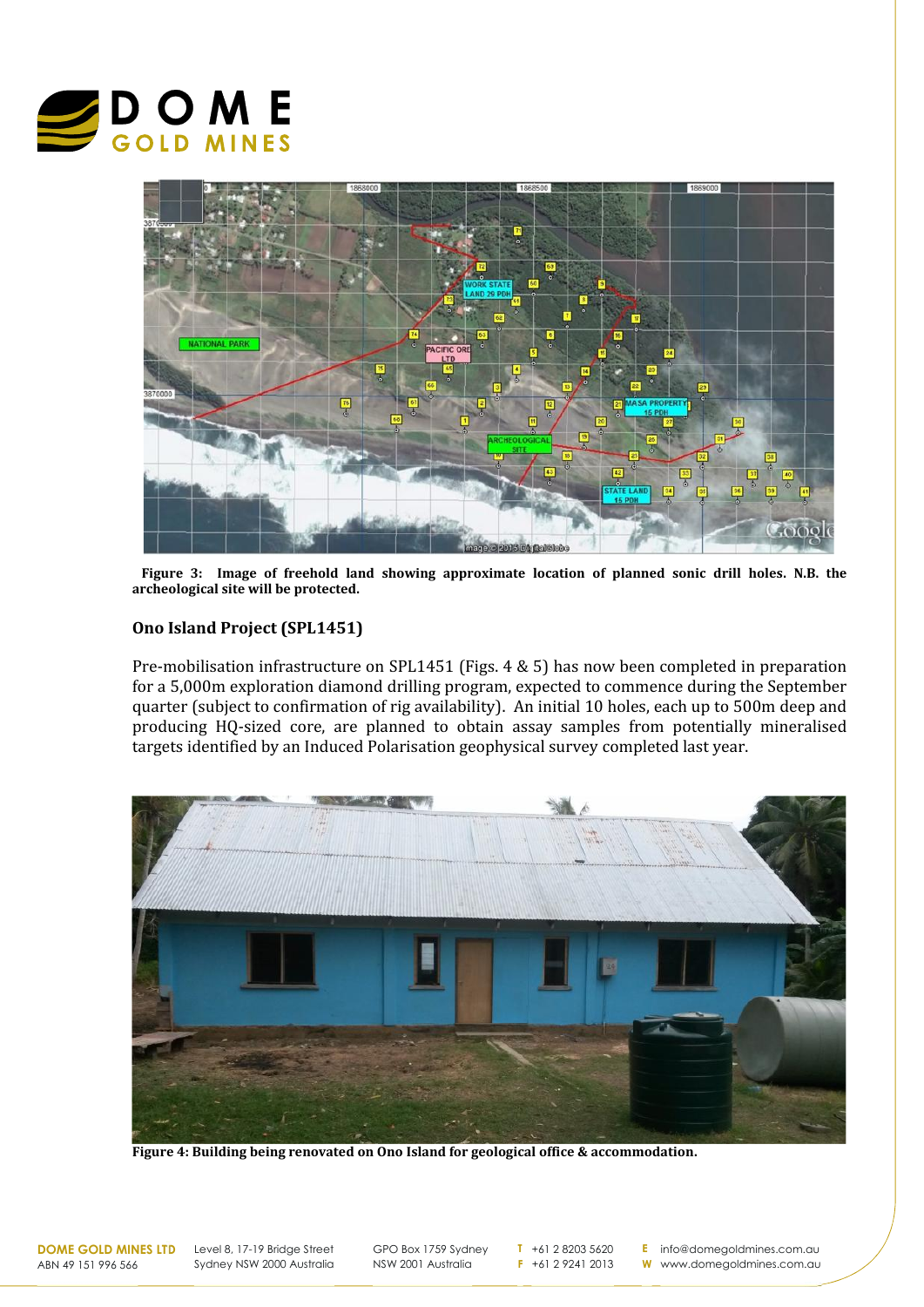**Figure 3: Image of freehold land showing approximate location of planned sonic drill holes. N.B. the archeological site will be protected.**

## Ono Island Project (SPL1451)

Pre-mobilisation infrastructure on SPL1451 (Figs. 4 & 5) has now been completed in preparation for a 5,000m exploration diamond drilling program, expected to commence during the September quarter (subject to confirmation of rig availability). An initial 10 holes, each up to 500m deep and producing HQ-sized core, are planned to obtain assay samples from potentially mineralised targets identified by an Induced Polarisation geophysical survey completed last year.

**Figure 4: Building being renovated on Ono Island for geological office & accommodation.**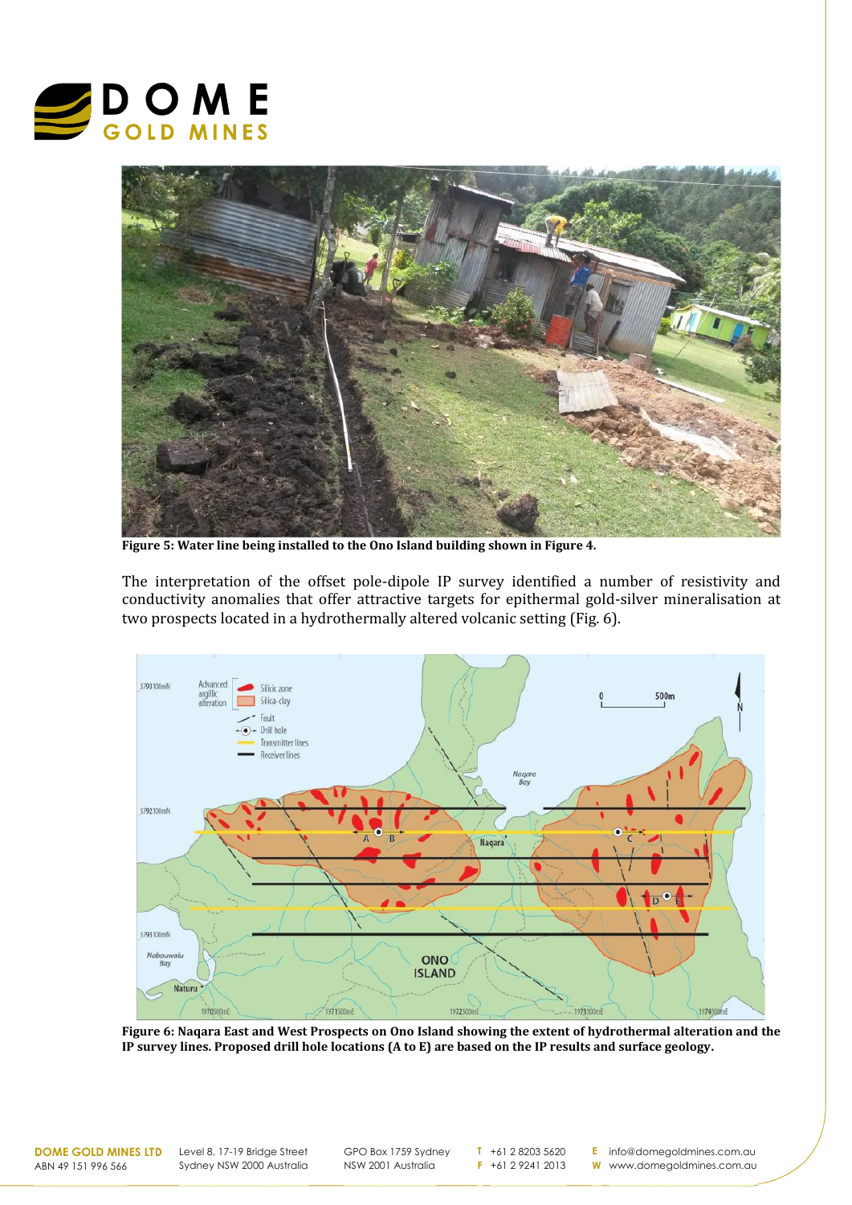**Figure 5: Water line being installed to the Ono Island building shown in Figure 4.**

The interpretation of the offset pole-dipole IP survey identified a number of resistivity and conductivity anomalies that offer attractive targets for epithermal gold-silver mineralisation at two prospects located in a hydrothermally altered volcanic setting (Fig. 6).

**Figure 6: Naqara East and West Prospects on Ono Island showing the extent of hydrothermal alteration and the IP survey lines. Proposed drill hole locations (A to E) are based on the IP results and surface geology.**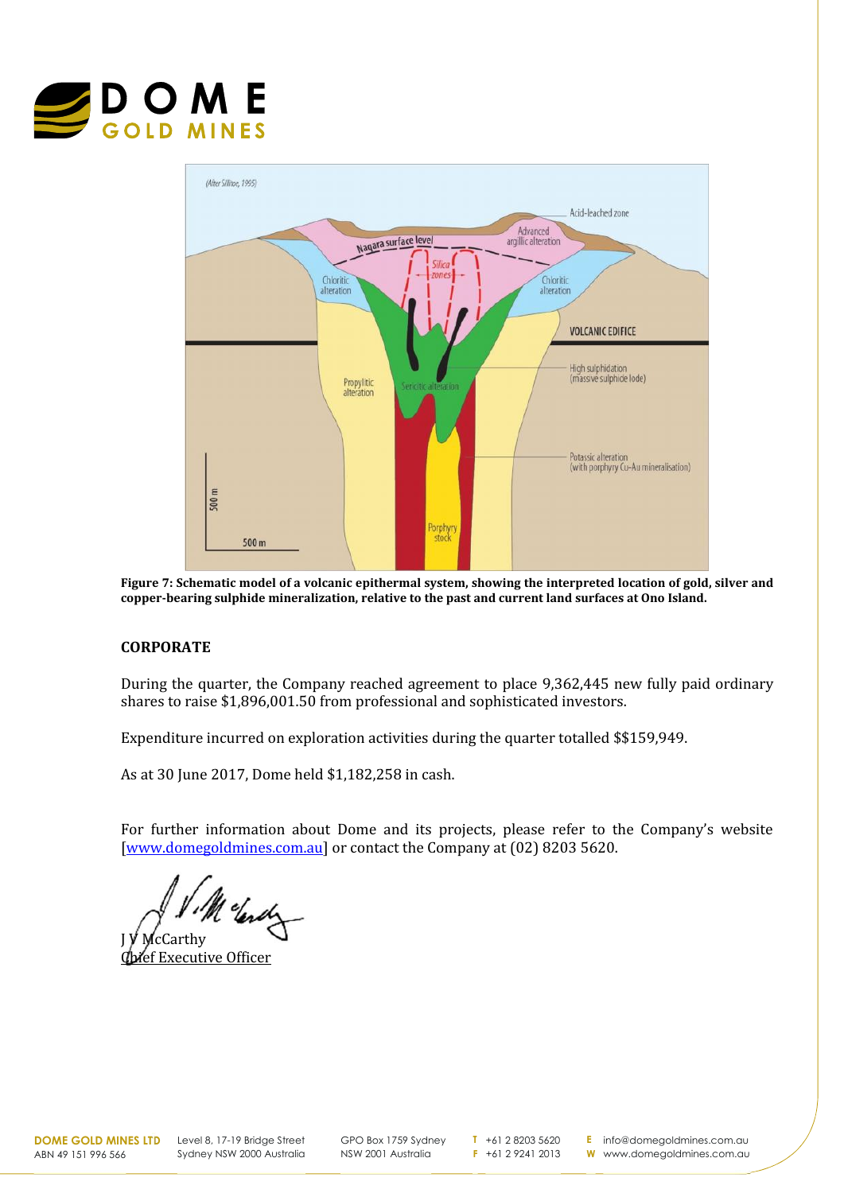**Figure 7: Schematic model of a volcanic epithermal system, showing the interpreted location of gold, silver and copper-bearing sulphide mineralization, relative to the past and current land surfaces at Ono Island.**

## CORPORATE

During the quarter, the Company reached agreement to place 9,362,445 new fully paid ordinary shares to raise $1,896,001.50 from professional and sophisticated investors.

Expenditure incurred on exploration activities during the quarter totalled $$159,949.

As at 30 June 2017, Dome held $1,182,258 in cash.

For further information about Dome and its projects, please refer to the Company's website [www.domegoldmines.com.au] or contact the Company at (02) 8203 5620.

J V McCarthy
Chief Executive Officer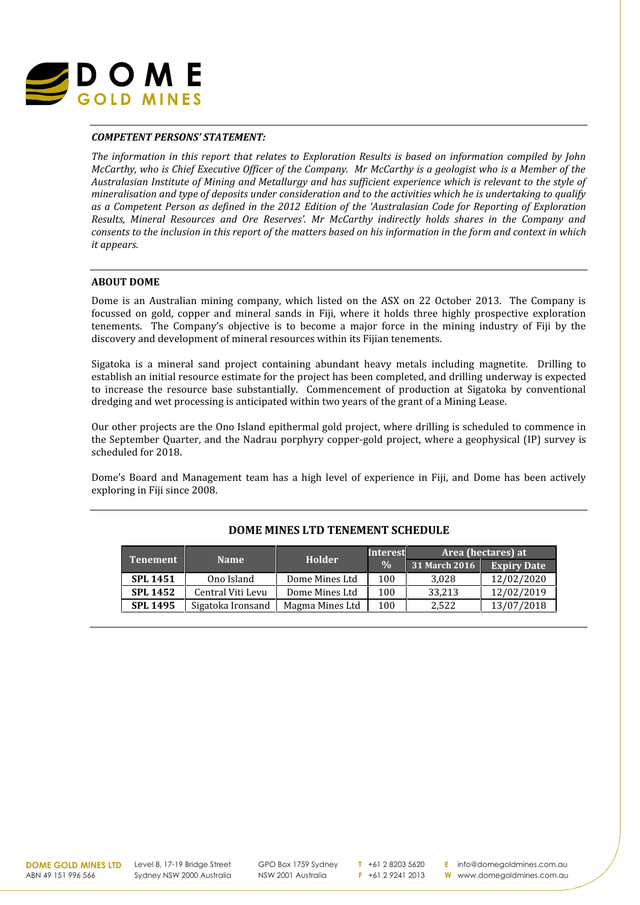***COMPETENT PERSONS' STATEMENT:***

*The information in this report that relates to Exploration Results is based on information compiled by John McCarthy, who is Chief Executive Officer of the Company. Mr McCarthy is a geologist who is a Member of the Australasian Institute of Mining and Metallurgy and has sufficient experience which is relevant to the style of mineralisation and type of deposits under consideration and to the activities which he is undertaking to qualify as a Competent Person as defined in the 2012 Edition of the 'Australasian Code for Reporting of Exploration Results, Mineral Resources and Ore Reserves'. Mr McCarthy indirectly holds shares in the Company and consents to the inclusion in this report of the matters based on his information in the form and context in which it appears.*

**ABOUT DOME**

Dome is an Australian mining company, which listed on the ASX on 22 October 2013. The Company is focussed on gold, copper and mineral sands in Fiji, where it holds three highly prospective exploration tenements. The Company's objective is to become a major force in the mining industry of Fiji by the discovery and development of mineral resources within its Fijian tenements.

Sigatoka is a mineral sand project containing abundant heavy metals including magnetite. Drilling to establish an initial resource estimate for the project has been completed, and drilling underway is expected to increase the resource base substantially. Commencement of production at Sigatoka by conventional dredging and wet processing is anticipated within two years of the grant of a Mining Lease.

Our other projects are the Ono Island epithermal gold project, where drilling is scheduled to commence in the September Quarter, and the Nadrau porphyry copper-gold project, where a geophysical (IP) survey is scheduled for 2018.

Dome's Board and Management team has a high level of experience in Fiji, and Dome has been actively exploring in Fiji since 2008.

**DOME MINES LTD TENEMENT SCHEDULE**

| Tenement | Name | Holder | Interest | Area (hectares) at | |
|---|---|---|---|---|---|
| | | | % | 31 March 2016 | Expiry Date |
| **SPL 1451** | Ono Island | Dome Mines Ltd | 100 | 3,028 | 12/02/2020 |
| **SPL 1452** | Central Viti Levu | Dome Mines Ltd | 100 | 33,213 | 12/02/2019 |
| **SPL 1495** | Sigatoka Ironsand | Magma Mines Ltd | 100 | 2,522 | 13/07/2018 |